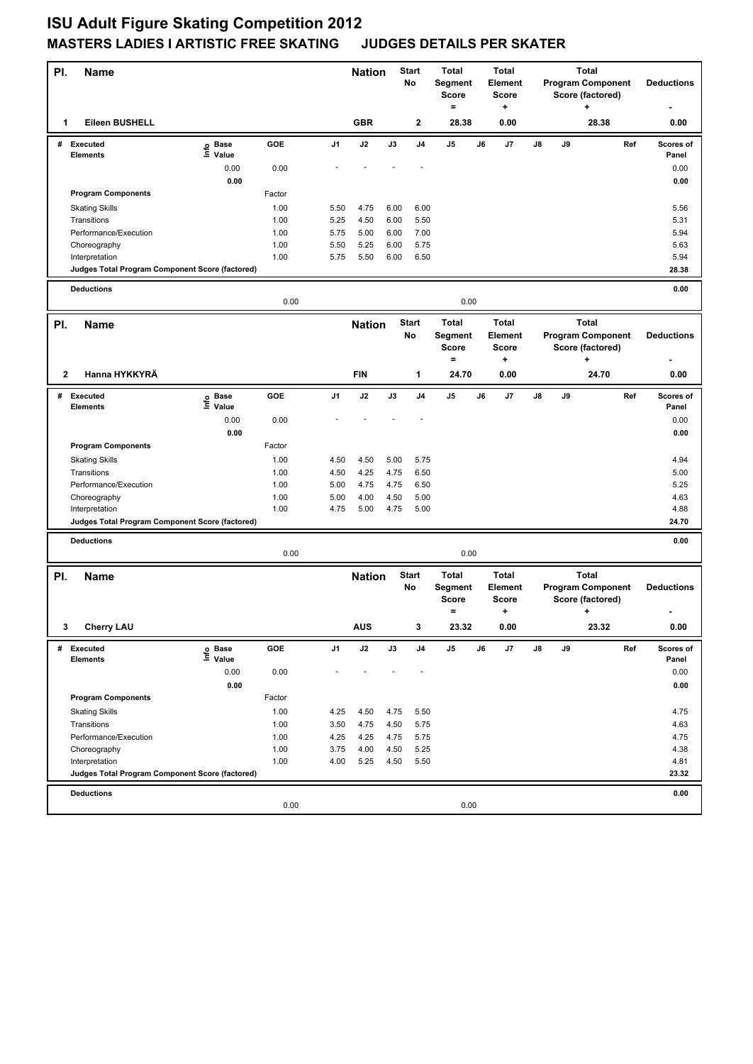# ISU Adult Figure Skating Competition 2012

## MASTERS LADIES I ARTISTIC FREE SKATING JUDGES DETAILS PER SKATER

| Pl. | Name | Nation | Start No | Total Segment Score = | Total Element Score + | Total Program Component Score (factored) + | Deductions - |
|---|---|---|---|---|---|---|---|
| 1 | Eileen BUSHELL | GBR | 2 | 28.38 | 0.00 | 28.38 | 0.00 |

| # | Executed Elements | Info | Base Value | GOE | J1 | J2 | J3 | J4 | J5 | J6 | J7 | J8 | J9 | Ref | Scores of Panel |
|---|---|---|---|---|---|---|---|---|---|---|---|---|---|---|---|
| | | | 0.00 | 0.00 | - | - | - | - | | | | | | | 0.00 |
| | | | 0.00 | | | | | | | | | | | | 0.00 |
| | **Program Components** | | | Factor | | | | | | | | | | | |
| | Skating Skills | | | 1.00 | 5.50 | 4.75 | 6.00 | 6.00 | | | | | | | 5.56 |
| | Transitions | | | 1.00 | 5.25 | 4.50 | 6.00 | 5.50 | | | | | | | 5.31 |
| | Performance/Execution | | | 1.00 | 5.75 | 5.00 | 6.00 | 7.00 | | | | | | | 5.94 |
| | Choreography | | | 1.00 | 5.50 | 5.25 | 6.00 | 5.75 | | | | | | | 5.63 |
| | Interpretation | | | 1.00 | 5.75 | 5.50 | 6.00 | 6.50 | | | | | | | 5.94 |
| | **Judges Total Program Component Score (factored)** | | | | | | | | | | | | | | 28.38 |
| | **Deductions** | | | | | | | | | | | | | | 0.00 |
| | | | | 0.00 | | | | | 0.00 | | | | | | |

| Pl. | Name | Nation | Start No | Total Segment Score = | Total Element Score + | Total Program Component Score (factored) + | Deductions - |
|---|---|---|---|---|---|---|---|
| 2 | Hanna HYKKYRÄ | FIN | 1 | 24.70 | 0.00 | 24.70 | 0.00 |

| # | Executed Elements | Info | Base Value | GOE | J1 | J2 | J3 | J4 | J5 | J6 | J7 | J8 | J9 | Ref | Scores of Panel |
|---|---|---|---|---|---|---|---|---|---|---|---|---|---|---|---|
| | | | 0.00 | 0.00 | - | - | - | - | | | | | | | 0.00 |
| | | | 0.00 | | | | | | | | | | | | 0.00 |
| | **Program Components** | | | Factor | | | | | | | | | | | |
| | Skating Skills | | | 1.00 | 4.50 | 4.50 | 5.00 | 5.75 | | | | | | | 4.94 |
| | Transitions | | | 1.00 | 4.50 | 4.25 | 4.75 | 6.50 | | | | | | | 5.00 |
| | Performance/Execution | | | 1.00 | 5.00 | 4.75 | 4.75 | 6.50 | | | | | | | 5.25 |
| | Choreography | | | 1.00 | 5.00 | 4.00 | 4.50 | 5.00 | | | | | | | 4.63 |
| | Interpretation | | | 1.00 | 4.75 | 5.00 | 4.75 | 5.00 | | | | | | | 4.88 |
| | **Judges Total Program Component Score (factored)** | | | | | | | | | | | | | | 24.70 |
| | **Deductions** | | | | | | | | | | | | | | 0.00 |
| | | | | 0.00 | | | | | 0.00 | | | | | | |

| Pl. | Name | Nation | Start No | Total Segment Score = | Total Element Score + | Total Program Component Score (factored) + | Deductions - |
|---|---|---|---|---|---|---|---|
| 3 | Cherry LAU | AUS | 3 | 23.32 | 0.00 | 23.32 | 0.00 |

| # | Executed Elements | Info | Base Value | GOE | J1 | J2 | J3 | J4 | J5 | J6 | J7 | J8 | J9 | Ref | Scores of Panel |
|---|---|---|---|---|---|---|---|---|---|---|---|---|---|---|---|
| | | | 0.00 | 0.00 | - | - | - | - | | | | | | | 0.00 |
| | | | 0.00 | | | | | | | | | | | | 0.00 |
| | **Program Components** | | | Factor | | | | | | | | | | | |
| | Skating Skills | | | 1.00 | 4.25 | 4.50 | 4.75 | 5.50 | | | | | | | 4.75 |
| | Transitions | | | 1.00 | 3.50 | 4.75 | 4.50 | 5.75 | | | | | | | 4.63 |
| | Performance/Execution | | | 1.00 | 4.25 | 4.25 | 4.75 | 5.75 | | | | | | | 4.75 |
| | Choreography | | | 1.00 | 3.75 | 4.00 | 4.50 | 5.25 | | | | | | | 4.38 |
| | Interpretation | | | 1.00 | 4.00 | 5.25 | 4.50 | 5.50 | | | | | | | 4.81 |
| | **Judges Total Program Component Score (factored)** | | | | | | | | | | | | | | 23.32 |
| | **Deductions** | | | | | | | | | | | | | | 0.00 |
| | | | | 0.00 | | | | | 0.00 | | | | | | |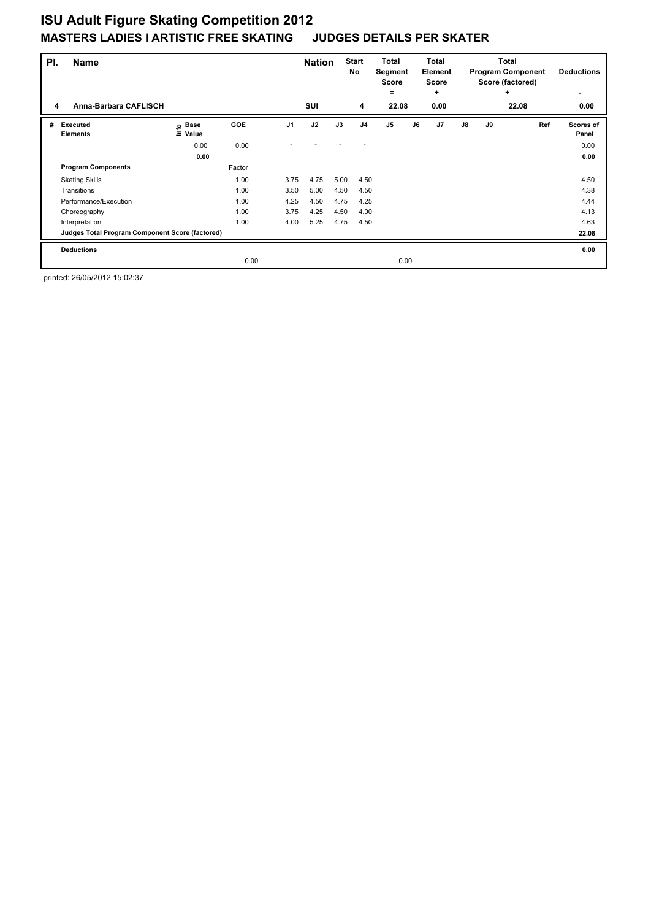# ISU Adult Figure Skating Competition 2012

## MASTERS LADIES I ARTISTIC FREE SKATING JUDGES DETAILS PER SKATER

| Pl. | Name | Nation | Start No | Total Segment Score = | Total Element Score + | Total Program Component Score (factored) + | Deductions - |
|---|---|---|---|---|---|---|---|
| 4 | Anna-Barbara CAFLISCH | SUI | 4 | 22.08 | 0.00 | 22.08 | 0.00 |

| # | Executed Elements | Info | Base Value | GOE | J1 | J2 | J3 | J4 | J5 | J6 | J7 | J8 | J9 | Ref | Scores of Panel |
|---|---|---|---|---|---|---|---|---|---|---|---|---|---|---|---|
| | | | 0.00 | 0.00 | - | - | - | - | | | | | | | 0.00 |
| | | | 0.00 | | | | | | | | | | | | 0.00 |
| | **Program Components** | | | Factor | | | | | | | | | | | |
| | Skating Skills | | | 1.00 | 3.75 | 4.75 | 5.00 | 4.50 | | | | | | | 4.50 |
| | Transitions | | | 1.00 | 3.50 | 5.00 | 4.50 | 4.50 | | | | | | | 4.38 |
| | Performance/Execution | | | 1.00 | 4.25 | 4.50 | 4.75 | 4.25 | | | | | | | 4.44 |
| | Choreography | | | 1.00 | 3.75 | 4.25 | 4.50 | 4.00 | | | | | | | 4.13 |
| | Interpretation | | | 1.00 | 4.00 | 5.25 | 4.75 | 4.50 | | | | | | | 4.63 |
| | **Judges Total Program Component Score (factored)** | | | | | | | | | | | | | | **22.08** |
| | **Deductions** | | | | | | | | | | | | | | **0.00** |
| | | | | 0.00 | | | | | 0.00 | | | | | | |

printed: 26/05/2012 15:02:37